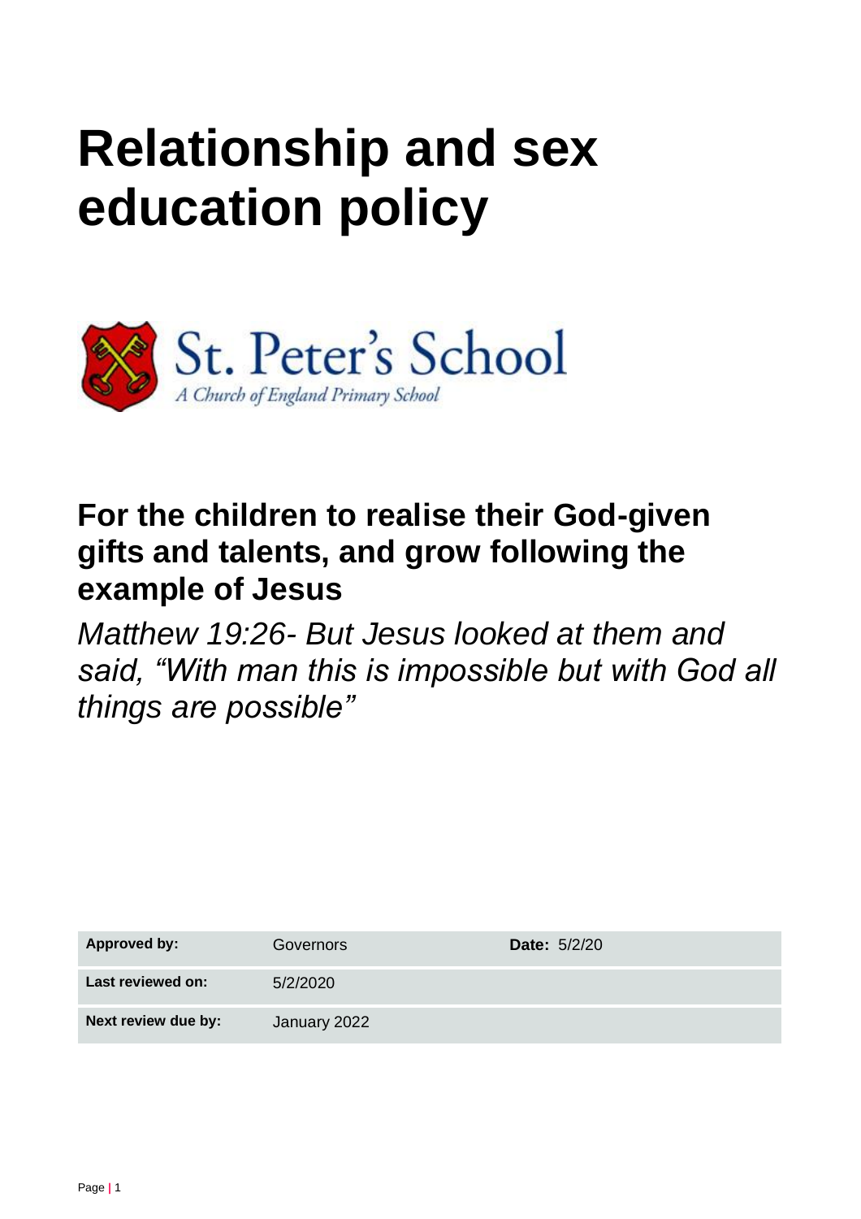# Relationship and sex education policy

St. Peter's School

*A Church of England Primary School*

## For the children to realise their God-given gifts and talents, and grow following the example of Jesus

*Matthew 19:26- But Jesus looked at them and said, "With man this is impossible but with God all things are possible"*

| **Approved by:** | Governors | **Date:** 5/2/20 |
|---|---|---|
| **Last reviewed on:** | 5/2/2020 | |
| **Next review due by:** | January 2022 | |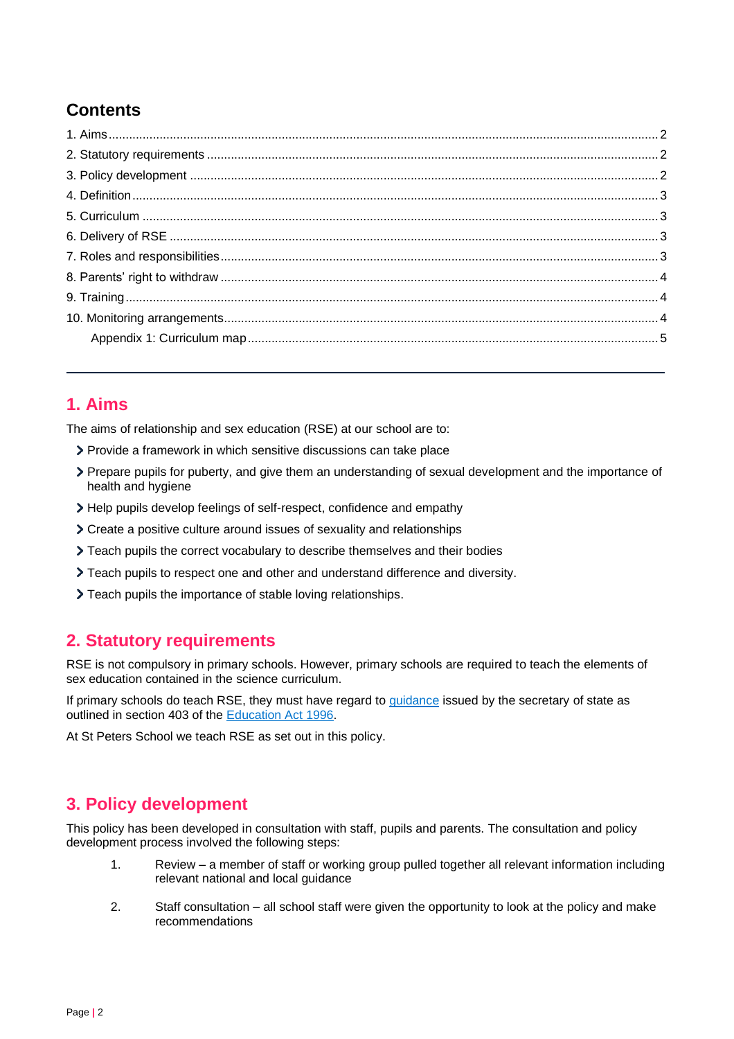## Contents

1. Aims ....................................................................................................................................................2
2. Statutory requirements .........................................................................................................................2
3. Policy development ..............................................................................................................................2
4. Definition ..............................................................................................................................................3
5. Curriculum ............................................................................................................................................3
6. Delivery of RSE ....................................................................................................................................3
7. Roles and responsibilities .....................................................................................................................3
8. Parents' right to withdraw .....................................................................................................................4
9. Training .................................................................................................................................................4
10. Monitoring arrangements ....................................................................................................................4

Appendix 1: Curriculum map .....................................................................................................................5

---

## 1. Aims

The aims of relationship and sex education (RSE) at our school are to:

- Provide a framework in which sensitive discussions can take place
- Prepare pupils for puberty, and give them an understanding of sexual development and the importance of health and hygiene
- Help pupils develop feelings of self-respect, confidence and empathy
- Create a positive culture around issues of sexuality and relationships
- Teach pupils the correct vocabulary to describe themselves and their bodies
- Teach pupils to respect one and other and understand difference and diversity.
- Teach pupils the importance of stable loving relationships.

## 2. Statutory requirements

RSE is not compulsory in primary schools. However, primary schools are required to teach the elements of sex education contained in the science curriculum.

If primary schools do teach RSE, they must have regard to guidance issued by the secretary of state as outlined in section 403 of the Education Act 1996.

At St Peters School we teach RSE as set out in this policy.

## 3. Policy development

This policy has been developed in consultation with staff, pupils and parents. The consultation and policy development process involved the following steps:

1. Review – a member of staff or working group pulled together all relevant information including relevant national and local guidance
2. Staff consultation – all school staff were given the opportunity to look at the policy and make recommendations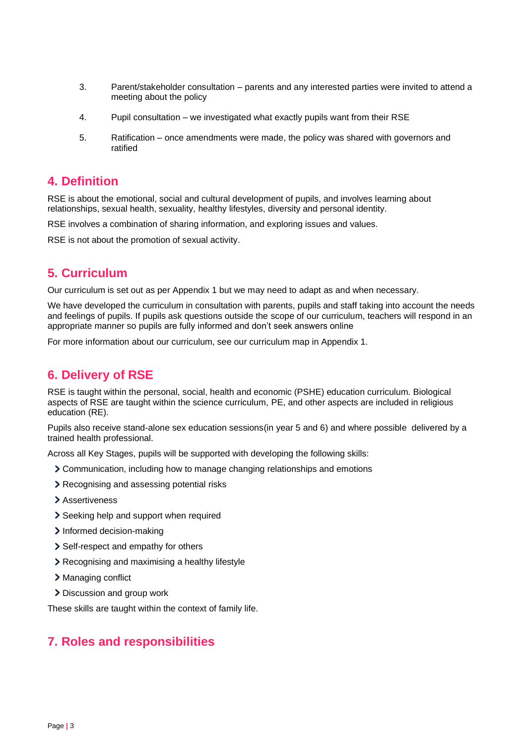3. Parent/stakeholder consultation – parents and any interested parties were invited to attend a meeting about the policy
4. Pupil consultation – we investigated what exactly pupils want from their RSE
5. Ratification – once amendments were made, the policy was shared with governors and ratified

## 4. Definition

RSE is about the emotional, social and cultural development of pupils, and involves learning about relationships, sexual health, sexuality, healthy lifestyles, diversity and personal identity.

RSE involves a combination of sharing information, and exploring issues and values.

RSE is not about the promotion of sexual activity.

## 5. Curriculum

Our curriculum is set out as per Appendix 1 but we may need to adapt as and when necessary.

We have developed the curriculum in consultation with parents, pupils and staff taking into account the needs and feelings of pupils. If pupils ask questions outside the scope of our curriculum, teachers will respond in an appropriate manner so pupils are fully informed and don't seek answers online

For more information about our curriculum, see our curriculum map in Appendix 1.

## 6. Delivery of RSE

RSE is taught within the personal, social, health and economic (PSHE) education curriculum. Biological aspects of RSE are taught within the science curriculum, PE, and other aspects are included in religious education (RE).

Pupils also receive stand-alone sex education sessions(in year 5 and 6) and where possible delivered by a trained health professional.

Across all Key Stages, pupils will be supported with developing the following skills:

- Communication, including how to manage changing relationships and emotions
- Recognising and assessing potential risks
- Assertiveness
- Seeking help and support when required
- Informed decision-making
- Self-respect and empathy for others
- Recognising and maximising a healthy lifestyle
- Managing conflict
- Discussion and group work

These skills are taught within the context of family life.

## 7. Roles and responsibilities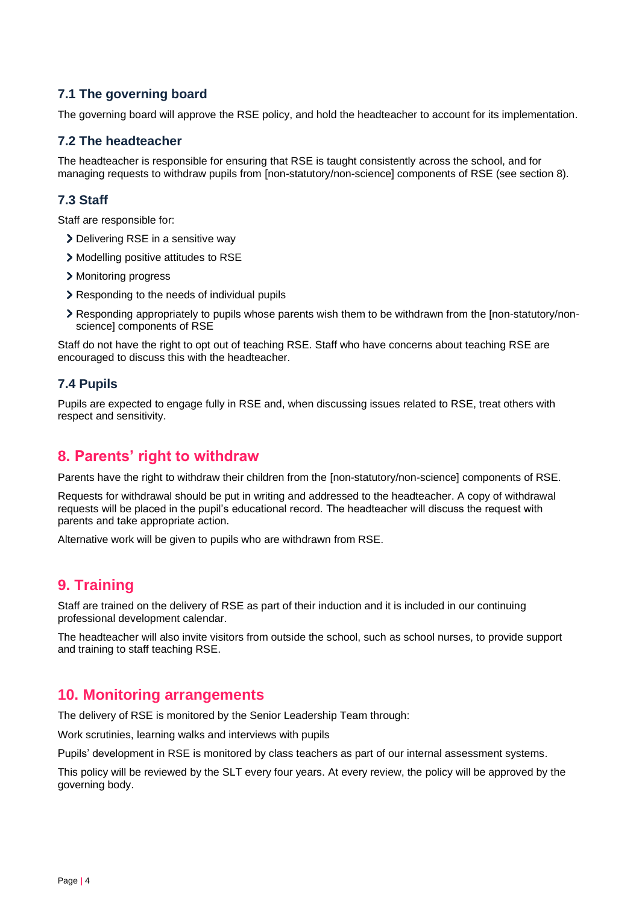### 7.1 The governing board

The governing board will approve the RSE policy, and hold the headteacher to account for its implementation.

### 7.2 The headteacher

The headteacher is responsible for ensuring that RSE is taught consistently across the school, and for managing requests to withdraw pupils from [non-statutory/non-science] components of RSE (see section 8).

### 7.3 Staff

Staff are responsible for:

- Delivering RSE in a sensitive way
- Modelling positive attitudes to RSE
- Monitoring progress
- Responding to the needs of individual pupils
- Responding appropriately to pupils whose parents wish them to be withdrawn from the [non-statutory/non-science] components of RSE

Staff do not have the right to opt out of teaching RSE. Staff who have concerns about teaching RSE are encouraged to discuss this with the headteacher.

### 7.4 Pupils

Pupils are expected to engage fully in RSE and, when discussing issues related to RSE, treat others with respect and sensitivity.

## 8. Parents' right to withdraw

Parents have the right to withdraw their children from the [non-statutory/non-science] components of RSE.

Requests for withdrawal should be put in writing and addressed to the headteacher. A copy of withdrawal requests will be placed in the pupil's educational record. The headteacher will discuss the request with parents and take appropriate action.

Alternative work will be given to pupils who are withdrawn from RSE.

## 9. Training

Staff are trained on the delivery of RSE as part of their induction and it is included in our continuing professional development calendar.

The headteacher will also invite visitors from outside the school, such as school nurses, to provide support and training to staff teaching RSE.

## 10. Monitoring arrangements

The delivery of RSE is monitored by the Senior Leadership Team through:

Work scrutinies, learning walks and interviews with pupils

Pupils' development in RSE is monitored by class teachers as part of our internal assessment systems.

This policy will be reviewed by the SLT every four years. At every review, the policy will be approved by the governing body.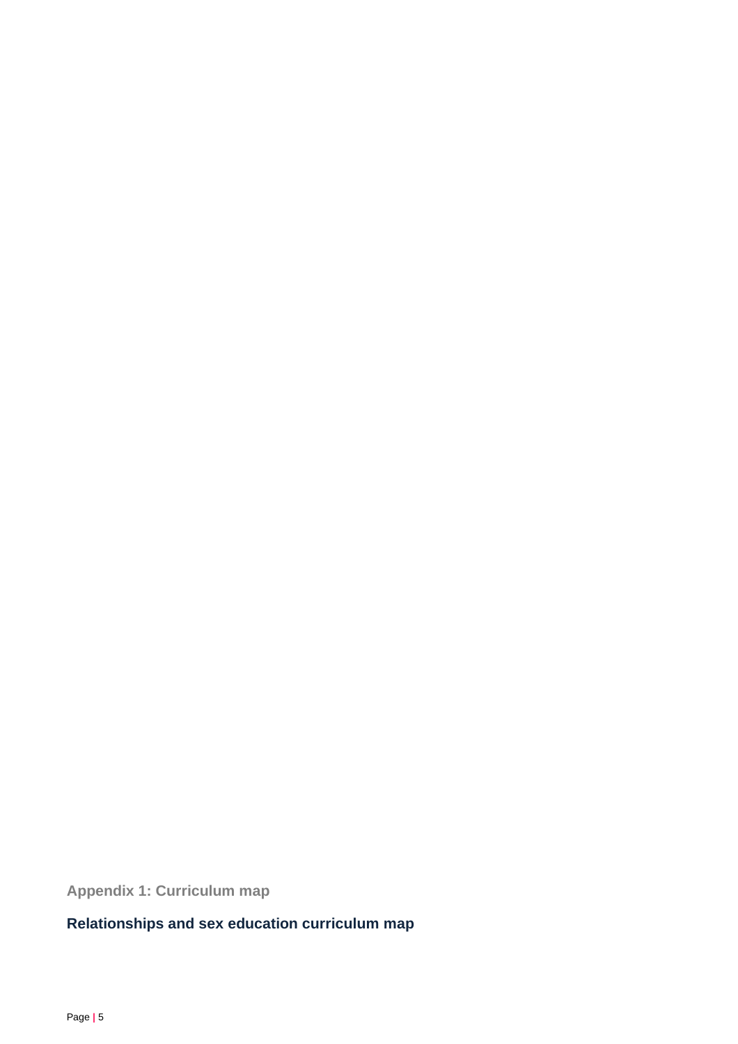## Appendix 1: Curriculum map

### Relationships and sex education curriculum map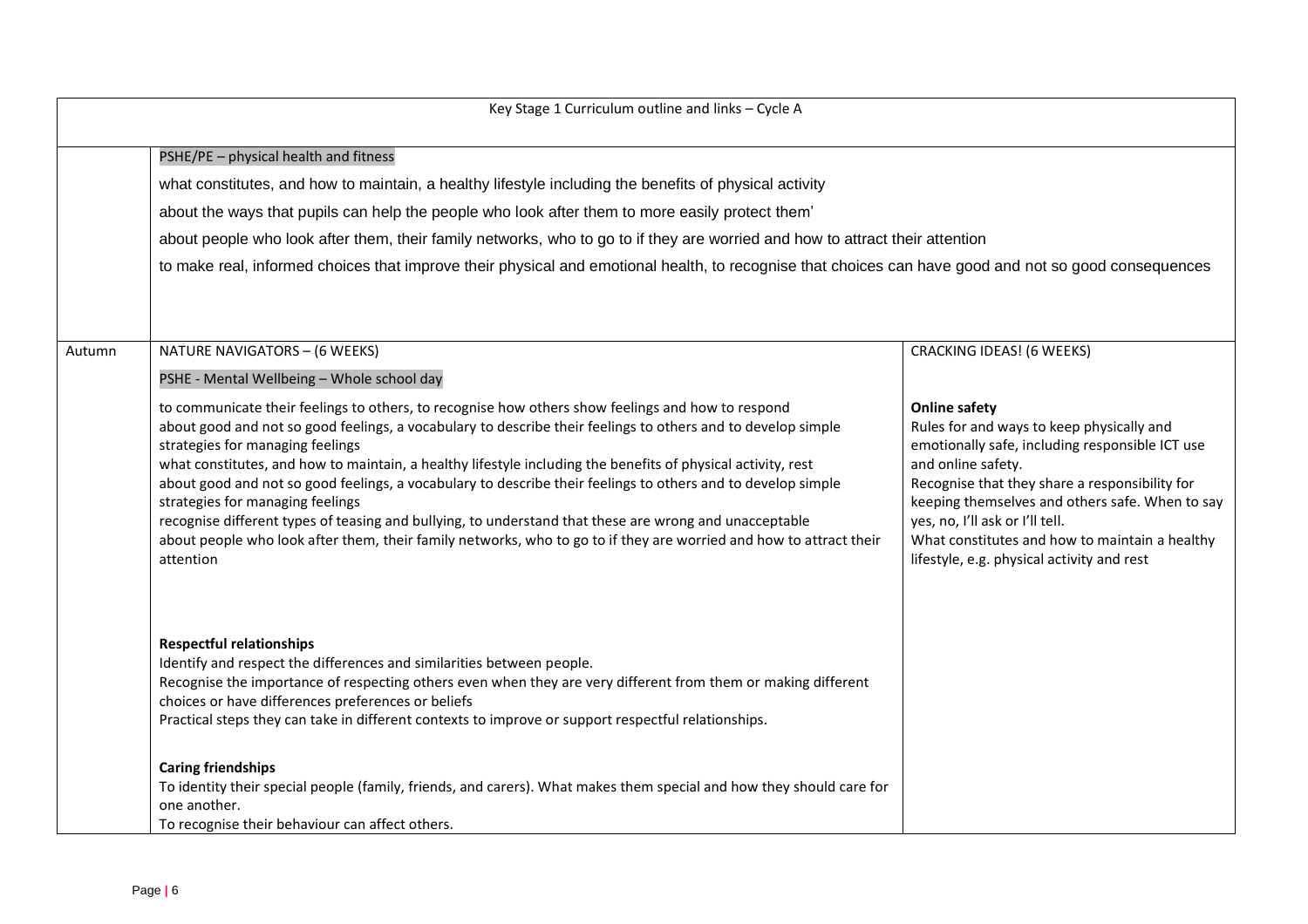| Key Stage 1 Curriculum outline and links – Cycle A | | |
|---|---|---|
| | PSHE/PE – physical health and fitness<br><br>what constitutes, and how to maintain, a healthy lifestyle including the benefits of physical activity<br><br>about the ways that pupils can help the people who look after them to more easily protect them'<br><br>about people who look after them, their family networks, who to go to if they are worried and how to attract their attention<br><br>to make real, informed choices that improve their physical and emotional health, to recognise that choices can have good and not so good consequences | |
| Autumn | NATURE NAVIGATORS – (6 WEEKS)<br><br>PSHE - Mental Wellbeing – Whole school day<br><br>to communicate their feelings to others, to recognise how others show feelings and how to respond<br>about good and not so good feelings, a vocabulary to describe their feelings to others and to develop simple strategies for managing feelings<br>what constitutes, and how to maintain, a healthy lifestyle including the benefits of physical activity, rest<br>about good and not so good feelings, a vocabulary to describe their feelings to others and to develop simple strategies for managing feelings<br>recognise different types of teasing and bullying, to understand that these are wrong and unacceptable<br>about people who look after them, their family networks, who to go to if they are worried and how to attract their attention<br><br>**Respectful relationships**<br>Identify and respect the differences and similarities between people.<br>Recognise the importance of respecting others even when they are very different from them or making different choices or have differences preferences or beliefs<br>Practical steps they can take in different contexts to improve or support respectful relationships.<br><br>**Caring friendships**<br>To identity their special people (family, friends, and carers). What makes them special and how they should care for one another.<br>To recognise their behaviour can affect others. | CRACKING IDEAS! (6 WEEKS)<br><br>**Online safety**<br>Rules for and ways to keep physically and emotionally safe, including responsible ICT use and online safety.<br>Recognise that they share a responsibility for keeping themselves and others safe. When to say yes, no, I'll ask or I'll tell.<br>What constitutes and how to maintain a healthy lifestyle, e.g. physical activity and rest |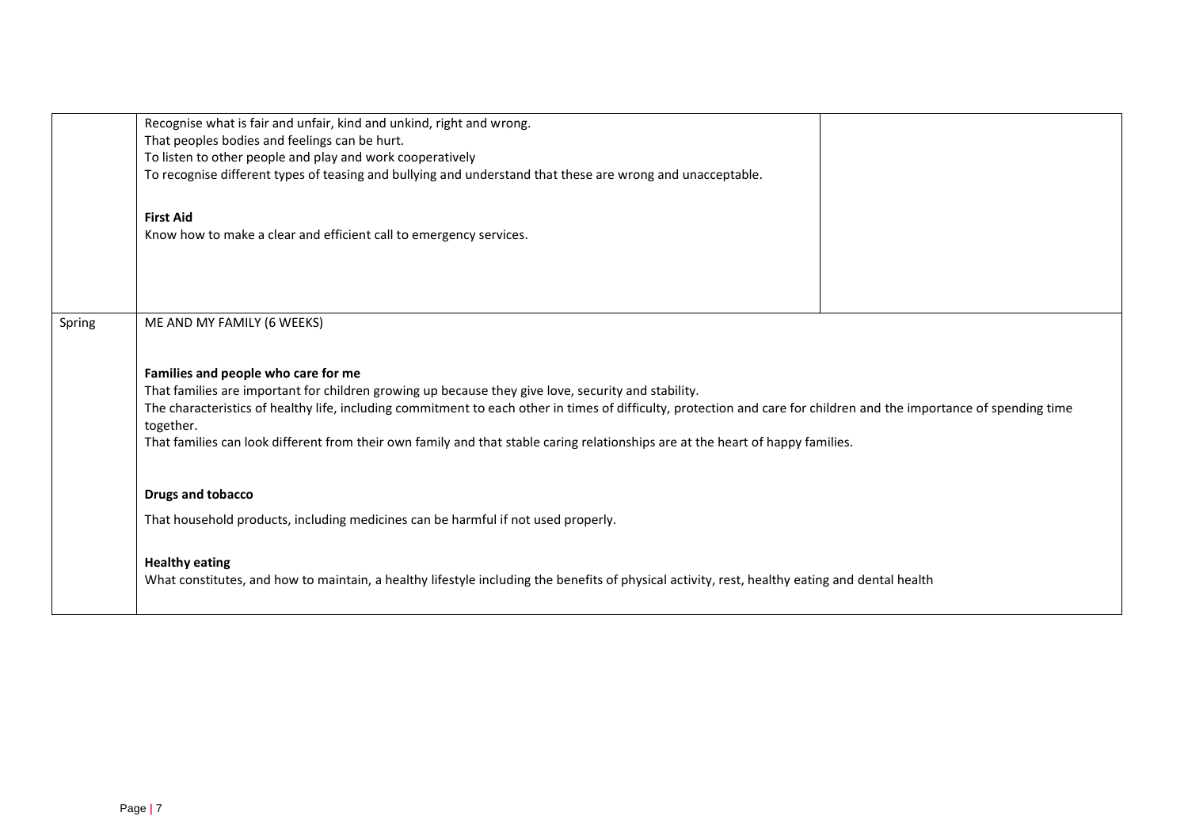| | | |
|---|---|---|
| | Recognise what is fair and unfair, kind and unkind, right and wrong.<br>That peoples bodies and feelings can be hurt.<br>To listen to other people and play and work cooperatively<br>To recognise different types of teasing and bullying and understand that these are wrong and unacceptable.<br><br>**First Aid**<br>Know how to make a clear and efficient call to emergency services. | |
| Spring | ME AND MY FAMILY (6 WEEKS)<br><br>**Families and people who care for me**<br>That families are important for children growing up because they give love, security and stability.<br>The characteristics of healthy life, including commitment to each other in times of difficulty, protection and care for children and the importance of spending time together.<br>That families can look different from their own family and that stable caring relationships are at the heart of happy families.<br><br>**Drugs and tobacco**<br>That household products, including medicines can be harmful if not used properly.<br><br>**Healthy eating**<br>What constitutes, and how to maintain, a healthy lifestyle including the benefits of physical activity, rest, healthy eating and dental health | |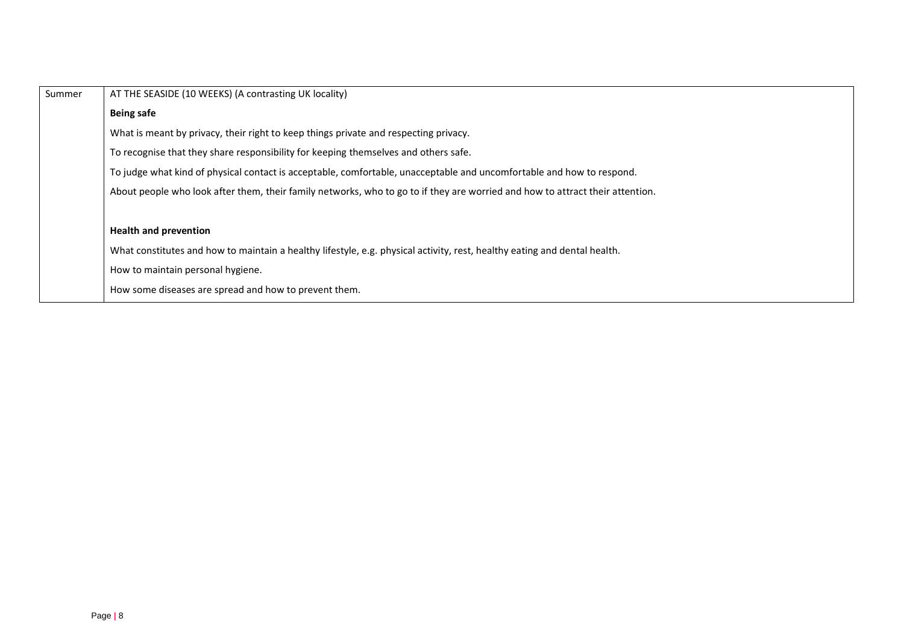| Summer | AT THE SEASIDE (10 WEEKS) (A contrasting UK locality)<br><br>**Being safe**<br><br>What is meant by privacy, their right to keep things private and respecting privacy.<br><br>To recognise that they share responsibility for keeping themselves and others safe.<br><br>To judge what kind of physical contact is acceptable, comfortable, unacceptable and uncomfortable and how to respond.<br><br>About people who look after them, their family networks, who to go to if they are worried and how to attract their attention.<br><br>**Health and prevention**<br><br>What constitutes and how to maintain a healthy lifestyle, e.g. physical activity, rest, healthy eating and dental health.<br><br>How to maintain personal hygiene.<br><br>How some diseases are spread and how to prevent them. |
|---|---|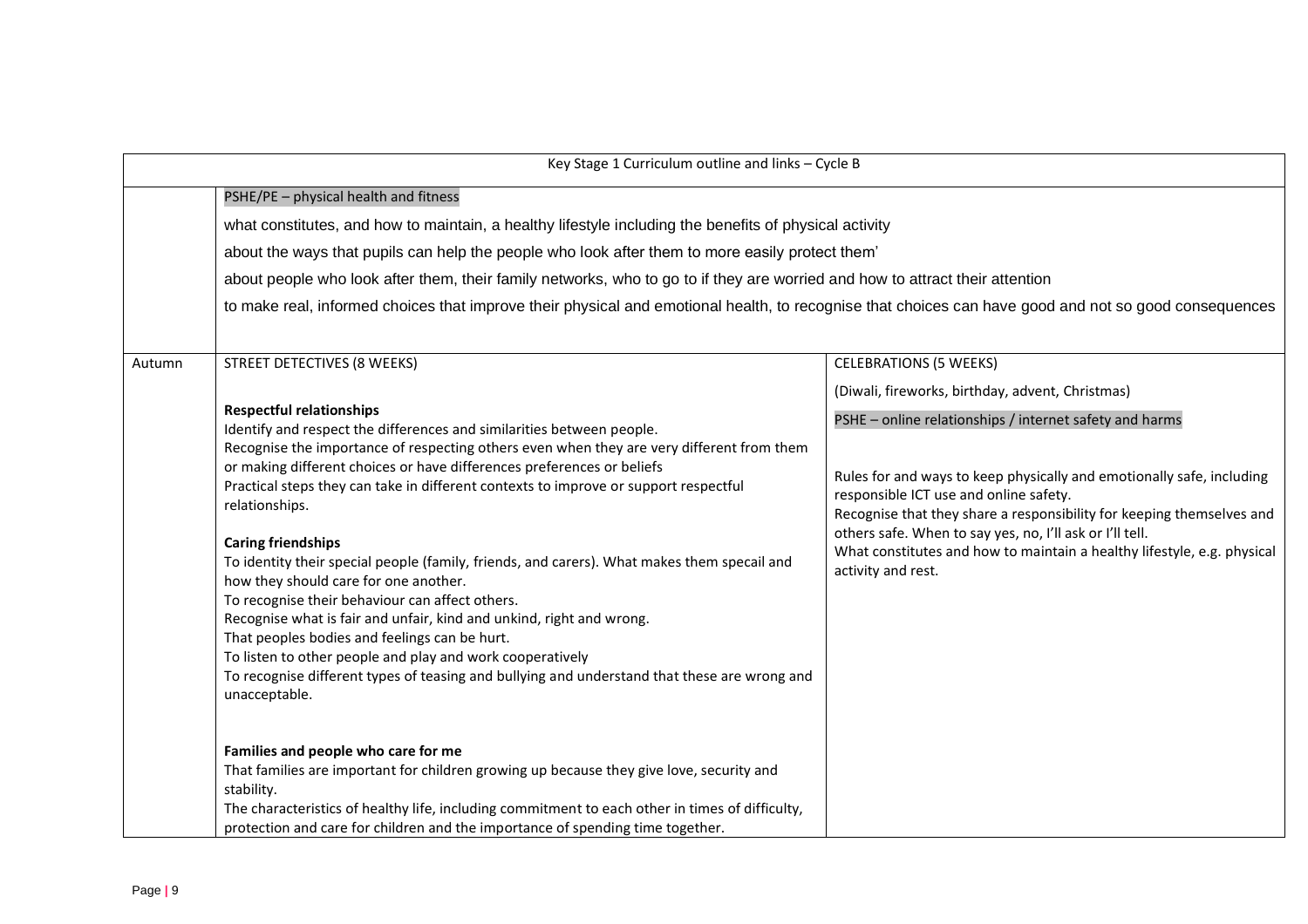| Key Stage 1 Curriculum outline and links – Cycle B | | |
|---|---|---|
| | PSHE/PE – physical health and fitness<br><br>what constitutes, and how to maintain, a healthy lifestyle including the benefits of physical activity<br><br>about the ways that pupils can help the people who look after them to more easily protect them'<br><br>about people who look after them, their family networks, who to go to if they are worried and how to attract their attention<br><br>to make real, informed choices that improve their physical and emotional health, to recognise that choices can have good and not so good consequences | |
| Autumn | STREET DETECTIVES (8 WEEKS)<br><br>**Respectful relationships**<br>Identify and respect the differences and similarities between people.<br>Recognise the importance of respecting others even when they are very different from them or making different choices or have differences preferences or beliefs<br>Practical steps they can take in different contexts to improve or support respectful relationships.<br><br>**Caring friendships**<br>To identity their special people (family, friends, and carers). What makes them specail and how they should care for one another.<br>To recognise their behaviour can affect others.<br>Recognise what is fair and unfair, kind and unkind, right and wrong.<br>That peoples bodies and feelings can be hurt.<br>To listen to other people and play and work cooperatively<br>To recognise different types of teasing and bullying and understand that these are wrong and unacceptable.<br><br>**Families and people who care for me**<br>That families are important for children growing up because they give love, security and stability.<br>The characteristics of healthy life, including commitment to each other in times of difficulty, protection and care for children and the importance of spending time together. | CELEBRATIONS (5 WEEKS)<br><br>(Diwali, fireworks, birthday, advent, Christmas)<br><br>PSHE – online relationships / internet safety and harms<br><br>Rules for and ways to keep physically and emotionally safe, including responsible ICT use and online safety.<br>Recognise that they share a responsibility for keeping themselves and others safe. When to say yes, no, I'll ask or I'll tell.<br>What constitutes and how to maintain a healthy lifestyle, e.g. physical activity and rest. |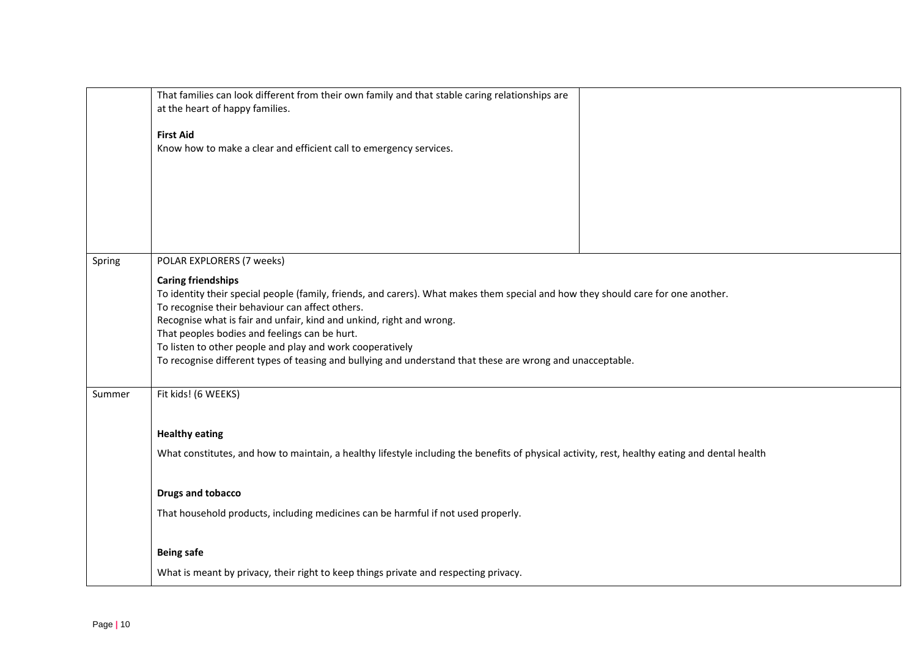|  |  |  |
|---|---|---|
|  | That families can look different from their own family and that stable caring relationships are at the heart of happy families.<br><br>**First Aid**<br>Know how to make a clear and efficient call to emergency services. |  |
| Spring | POLAR EXPLORERS (7 weeks)<br><br>**Caring friendships**<br>To identity their special people (family, friends, and carers). What makes them special and how they should care for one another.<br>To recognise their behaviour can affect others.<br>Recognise what is fair and unfair, kind and unkind, right and wrong.<br>That peoples bodies and feelings can be hurt.<br>To listen to other people and play and work cooperatively<br>To recognise different types of teasing and bullying and understand that these are wrong and unacceptable. |  |
| Summer | Fit kids! (6 WEEKS)<br><br>**Healthy eating**<br><br>What constitutes, and how to maintain, a healthy lifestyle including the benefits of physical activity, rest, healthy eating and dental health<br><br>**Drugs and tobacco**<br><br>That household products, including medicines can be harmful if not used properly.<br><br>**Being safe**<br><br>What is meant by privacy, their right to keep things private and respecting privacy. |  |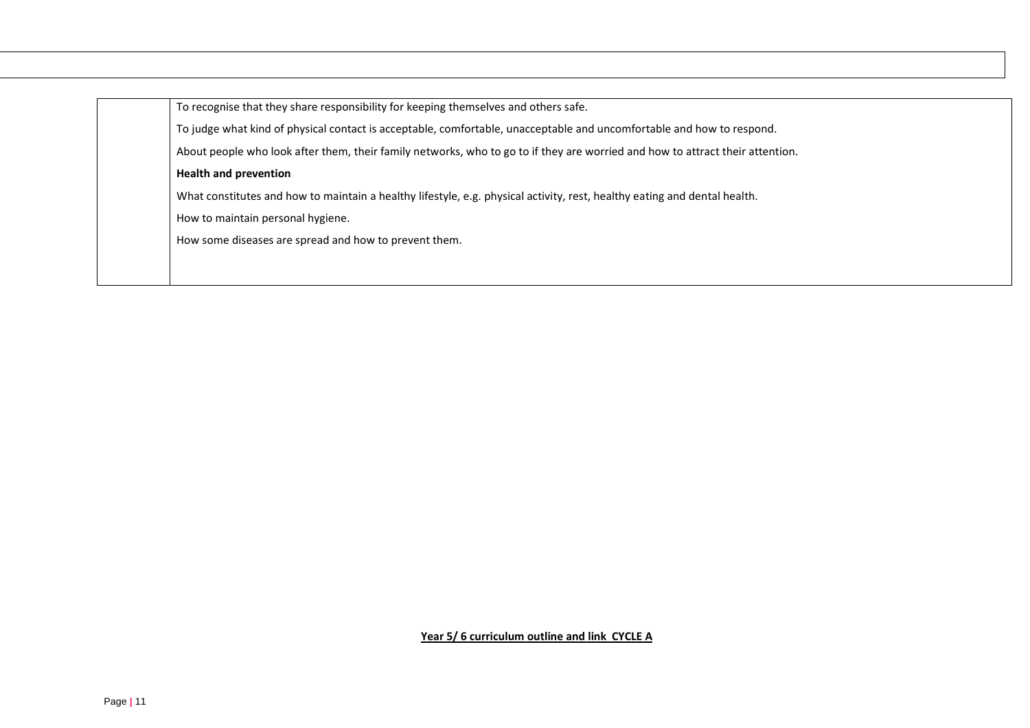| | |
|---|---|
| | To recognise that they share responsibility for keeping themselves and others safe.<br><br>To judge what kind of physical contact is acceptable, comfortable, unacceptable and uncomfortable and how to respond.<br><br>About people who look after them, their family networks, who to go to if they are worried and how to attract their attention.<br><br>**Health and prevention**<br><br>What constitutes and how to maintain a healthy lifestyle, e.g. physical activity, rest, healthy eating and dental health.<br><br>How to maintain personal hygiene.<br><br>How some diseases are spread and how to prevent them. |

**Year 5/ 6 curriculum outline and link CYCLE A**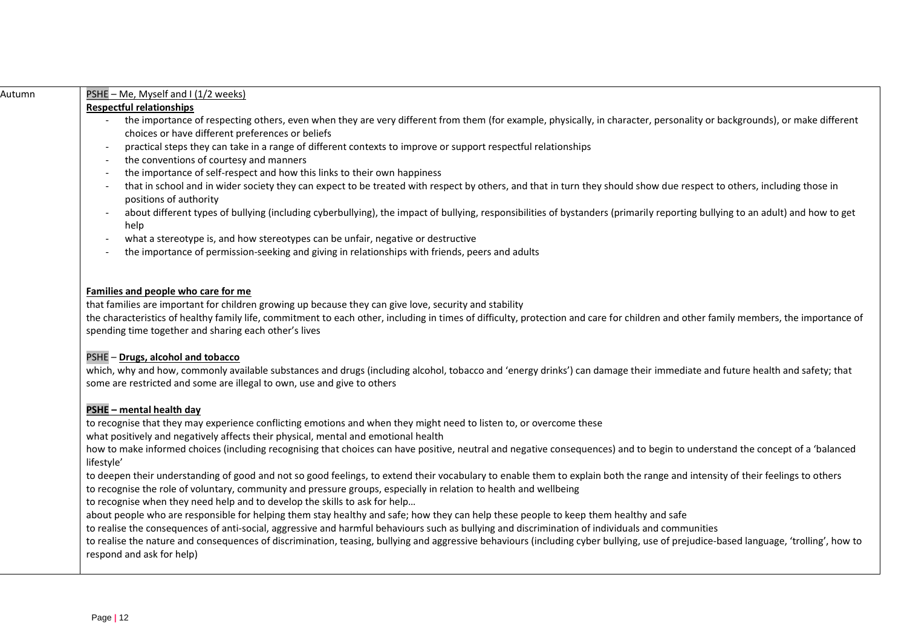| Autumn | |
|---|---|
| Autumn | PSHE – Me, Myself and I (1/2 weeks)<br>**Respectful relationships**<br>- the importance of respecting others, even when they are very different from them (for example, physically, in character, personality or backgrounds), or make different choices or have different preferences or beliefs<br>- practical steps they can take in a range of different contexts to improve or support respectful relationships<br>- the conventions of courtesy and manners<br>- the importance of self-respect and how this links to their own happiness<br>- that in school and in wider society they can expect to be treated with respect by others, and that in turn they should show due respect to others, including those in positions of authority<br>- about different types of bullying (including cyberbullying), the impact of bullying, responsibilities of bystanders (primarily reporting bullying to an adult) and how to get help<br>- what a stereotype is, and how stereotypes can be unfair, negative or destructive<br>- the importance of permission-seeking and giving in relationships with friends, peers and adults<br><br>**Families and people who care for me**<br>that families are important for children growing up because they can give love, security and stability<br>the characteristics of healthy family life, commitment to each other, including in times of difficulty, protection and care for children and other family members, the importance of spending time together and sharing each other's lives<br><br>PSHE – **Drugs, alcohol and tobacco**<br>which, why and how, commonly available substances and drugs (including alcohol, tobacco and 'energy drinks') can damage their immediate and future health and safety; that some are restricted and some are illegal to own, use and give to others<br><br>**PSHE – mental health day**<br>to recognise that they may experience conflicting emotions and when they might need to listen to, or overcome these<br>what positively and negatively affects their physical, mental and emotional health<br>how to make informed choices (including recognising that choices can have positive, neutral and negative consequences) and to begin to understand the concept of a 'balanced lifestyle'<br>to deepen their understanding of good and not so good feelings, to extend their vocabulary to enable them to explain both the range and intensity of their feelings to others<br>to recognise the role of voluntary, community and pressure groups, especially in relation to health and wellbeing<br>to recognise when they need help and to develop the skills to ask for help…<br>about people who are responsible for helping them stay healthy and safe; how they can help these people to keep them healthy and safe<br>to realise the consequences of anti-social, aggressive and harmful behaviours such as bullying and discrimination of individuals and communities<br>to realise the nature and consequences of discrimination, teasing, bullying and aggressive behaviours (including cyber bullying, use of prejudice-based language, 'trolling', how to respond and ask for help) |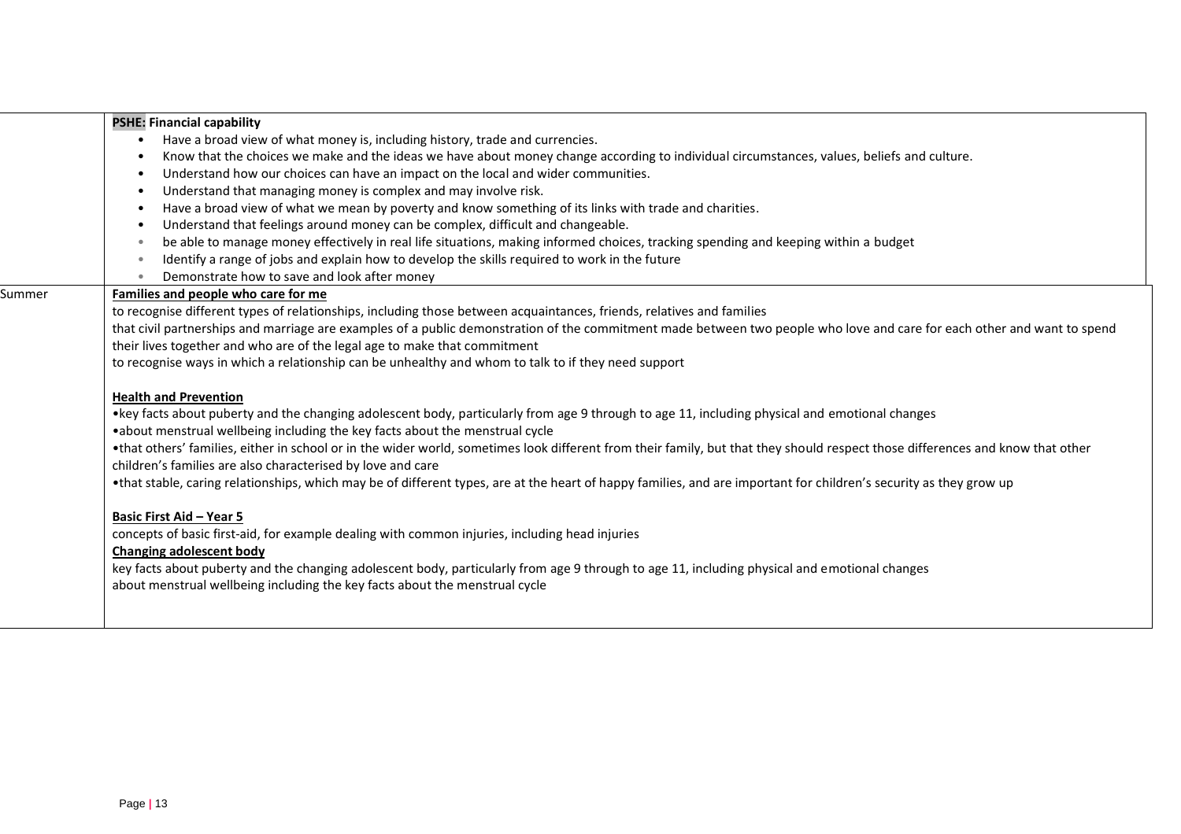| | |
|---|---|
| | **PSHE: Financial capability**<br>• Have a broad view of what money is, including history, trade and currencies.<br>• Know that the choices we make and the ideas we have about money change according to individual circumstances, values, beliefs and culture.<br>• Understand how our choices can have an impact on the local and wider communities.<br>• Understand that managing money is complex and may involve risk.<br>• Have a broad view of what we mean by poverty and know something of its links with trade and charities.<br>• Understand that feelings around money can be complex, difficult and changeable.<br>• be able to manage money effectively in real life situations, making informed choices, tracking spending and keeping within a budget<br>• Identify a range of jobs and explain how to develop the skills required to work in the future<br>• Demonstrate how to save and look after money |
| Summer | **Families and people who care for me**<br>to recognise different types of relationships, including those between acquaintances, friends, relatives and families<br>that civil partnerships and marriage are examples of a public demonstration of the commitment made between two people who love and care for each other and want to spend their lives together and who are of the legal age to make that commitment<br>to recognise ways in which a relationship can be unhealthy and whom to talk to if they need support<br><br>**Health and Prevention**<br>•key facts about puberty and the changing adolescent body, particularly from age 9 through to age 11, including physical and emotional changes<br>•about menstrual wellbeing including the key facts about the menstrual cycle<br>•that others' families, either in school or in the wider world, sometimes look different from their family, but that they should respect those differences and know that other children's families are also characterised by love and care<br>•that stable, caring relationships, which may be of different types, are at the heart of happy families, and are important for children's security as they grow up<br><br>**Basic First Aid – Year 5**<br>concepts of basic first-aid, for example dealing with common injuries, including head injuries<br>**Changing adolescent body**<br>key facts about puberty and the changing adolescent body, particularly from age 9 through to age 11, including physical and emotional changes<br>about menstrual wellbeing including the key facts about the menstrual cycle |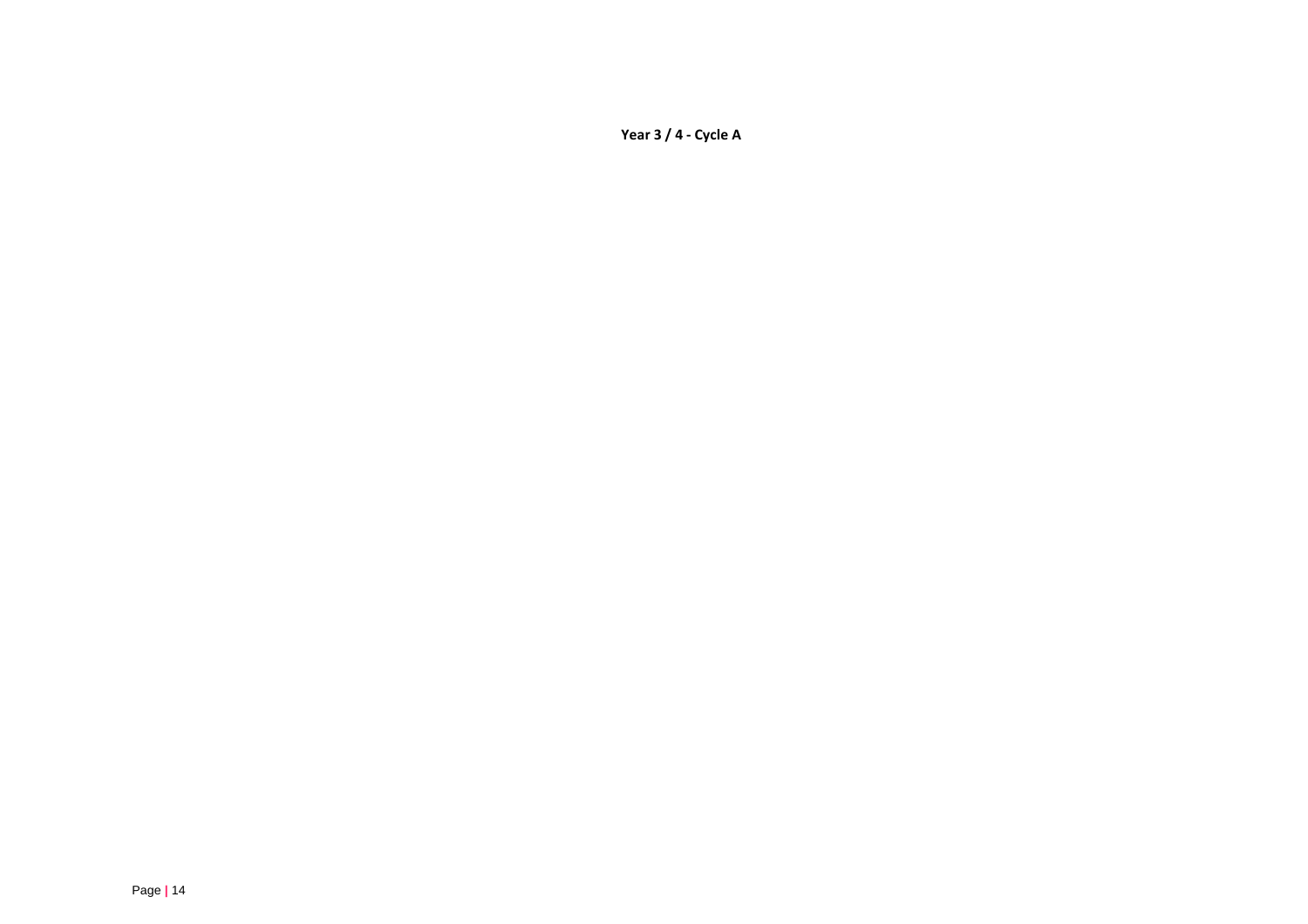**Year 3 / 4 - Cycle A**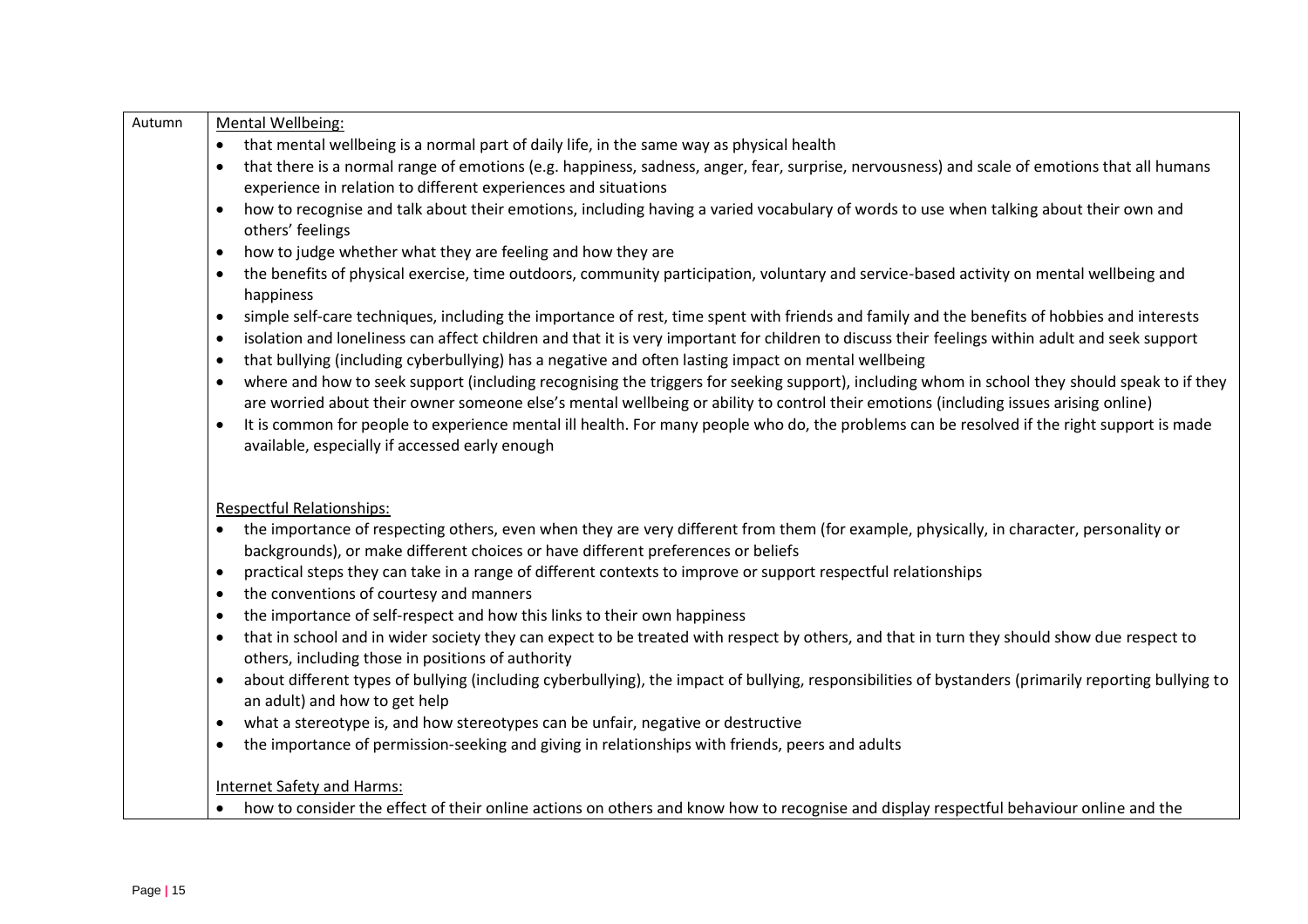| Autumn | Mental Wellbeing:<br>• that mental wellbeing is a normal part of daily life, in the same way as physical health<br>• that there is a normal range of emotions (e.g. happiness, sadness, anger, fear, surprise, nervousness) and scale of emotions that all humans experience in relation to different experiences and situations<br>• how to recognise and talk about their emotions, including having a varied vocabulary of words to use when talking about their own and others' feelings<br>• how to judge whether what they are feeling and how they are<br>• the benefits of physical exercise, time outdoors, community participation, voluntary and service-based activity on mental wellbeing and happiness<br>• simple self-care techniques, including the importance of rest, time spent with friends and family and the benefits of hobbies and interests<br>• isolation and loneliness can affect children and that it is very important for children to discuss their feelings within adult and seek support<br>• that bullying (including cyberbullying) has a negative and often lasting impact on mental wellbeing<br>• where and how to seek support (including recognising the triggers for seeking support), including whom in school they should speak to if they are worried about their owner someone else's mental wellbeing or ability to control their emotions (including issues arising online)<br>• It is common for people to experience mental ill health. For many people who do, the problems can be resolved if the right support is made available, especially if accessed early enough<br><br>Respectful Relationships:<br>• the importance of respecting others, even when they are very different from them (for example, physically, in character, personality or backgrounds), or make different choices or have different preferences or beliefs<br>• practical steps they can take in a range of different contexts to improve or support respectful relationships<br>• the conventions of courtesy and manners<br>• the importance of self-respect and how this links to their own happiness<br>• that in school and in wider society they can expect to be treated with respect by others, and that in turn they should show due respect to others, including those in positions of authority<br>• about different types of bullying (including cyberbullying), the impact of bullying, responsibilities of bystanders (primarily reporting bullying to an adult) and how to get help<br>• what a stereotype is, and how stereotypes can be unfair, negative or destructive<br>• the importance of permission-seeking and giving in relationships with friends, peers and adults<br><br>Internet Safety and Harms:<br>• how to consider the effect of their online actions on others and know how to recognise and display respectful behaviour online and the |
|---|---|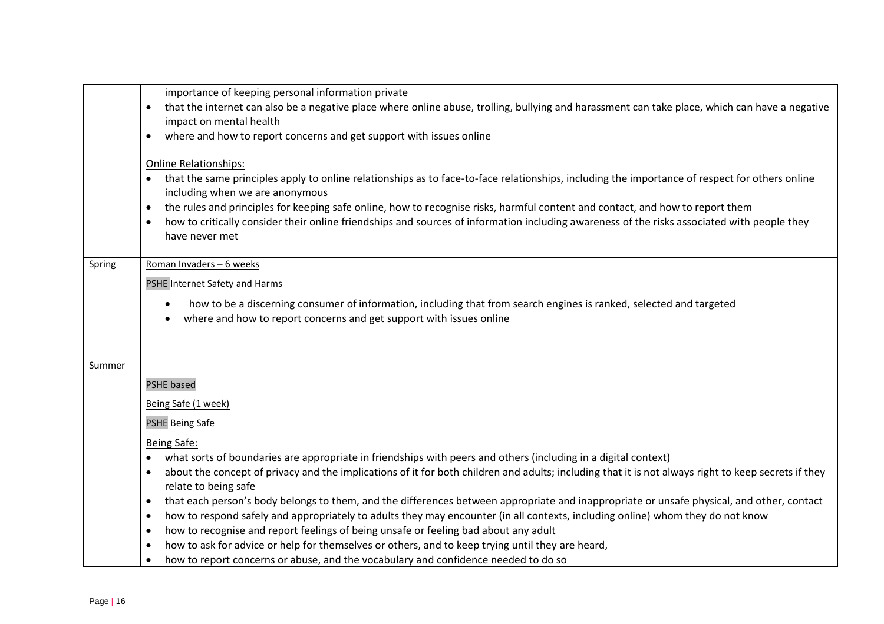| | |
|---|---|
| | importance of keeping personal information private<br>• that the internet can also be a negative place where online abuse, trolling, bullying and harassment can take place, which can have a negative impact on mental health<br>• where and how to report concerns and get support with issues online<br><br>Online Relationships:<br>• that the same principles apply to online relationships as to face-to-face relationships, including the importance of respect for others online including when we are anonymous<br>• the rules and principles for keeping safe online, how to recognise risks, harmful content and contact, and how to report them<br>• how to critically consider their online friendships and sources of information including awareness of the risks associated with people they have never met |
| Spring | Roman Invaders – 6 weeks<br><br>PSHE Internet Safety and Harms<br><br>• how to be a discerning consumer of information, including that from search engines is ranked, selected and targeted<br>• where and how to report concerns and get support with issues online |
| Summer | PSHE based<br><br>Being Safe (1 week)<br><br>PSHE Being Safe<br><br>Being Safe:<br>• what sorts of boundaries are appropriate in friendships with peers and others (including in a digital context)<br>• about the concept of privacy and the implications of it for both children and adults; including that it is not always right to keep secrets if they relate to being safe<br>• that each person's body belongs to them, and the differences between appropriate and inappropriate or unsafe physical, and other, contact<br>• how to respond safely and appropriately to adults they may encounter (in all contexts, including online) whom they do not know<br>• how to recognise and report feelings of being unsafe or feeling bad about any adult<br>• how to ask for advice or help for themselves or others, and to keep trying until they are heard,<br>• how to report concerns or abuse, and the vocabulary and confidence needed to do so |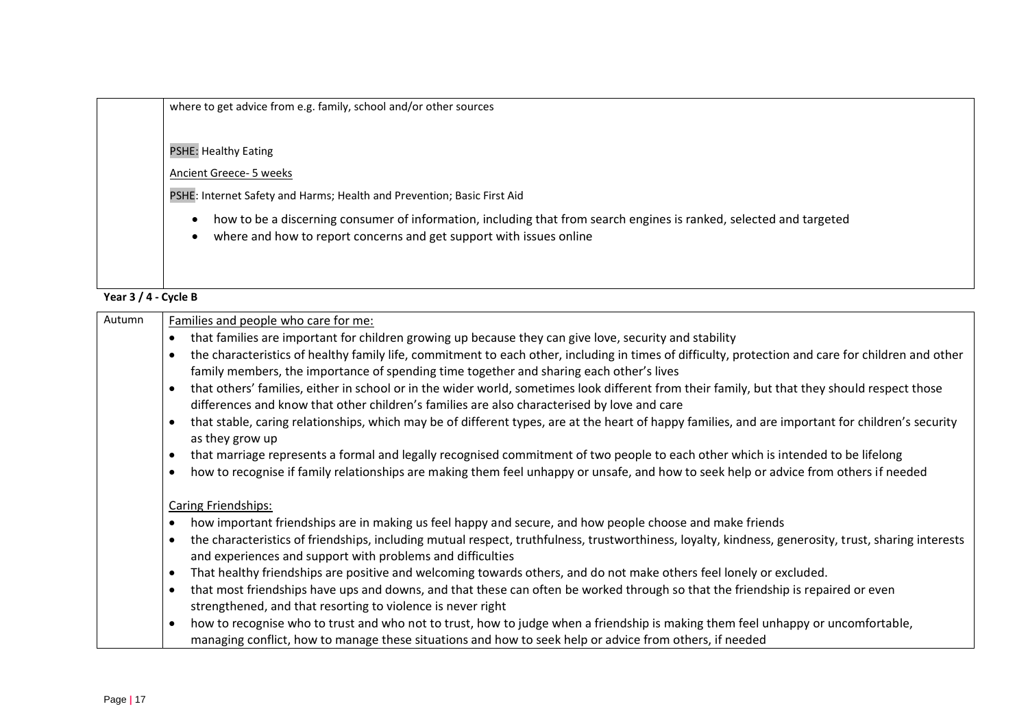| | |
|---|---|
| | where to get advice from e.g. family, school and/or other sources<br><br>PSHE: Healthy Eating<br><br>Ancient Greece- 5 weeks<br><br>PSHE: Internet Safety and Harms; Health and Prevention; Basic First Aid<br><br>• how to be a discerning consumer of information, including that from search engines is ranked, selected and targeted<br>• where and how to report concerns and get support with issues online |

**Year 3 / 4 - Cycle B**

| | |
|---|---|
| Autumn | Families and people who care for me:<br>• that families are important for children growing up because they can give love, security and stability<br>• the characteristics of healthy family life, commitment to each other, including in times of difficulty, protection and care for children and other family members, the importance of spending time together and sharing each other's lives<br>• that others' families, either in school or in the wider world, sometimes look different from their family, but that they should respect those differences and know that other children's families are also characterised by love and care<br>• that stable, caring relationships, which may be of different types, are at the heart of happy families, and are important for children's security as they grow up<br>• that marriage represents a formal and legally recognised commitment of two people to each other which is intended to be lifelong<br>• how to recognise if family relationships are making them feel unhappy or unsafe, and how to seek help or advice from others if needed<br><br>Caring Friendships:<br>• how important friendships are in making us feel happy and secure, and how people choose and make friends<br>• the characteristics of friendships, including mutual respect, truthfulness, trustworthiness, loyalty, kindness, generosity, trust, sharing interests and experiences and support with problems and difficulties<br>• That healthy friendships are positive and welcoming towards others, and do not make others feel lonely or excluded.<br>• that most friendships have ups and downs, and that these can often be worked through so that the friendship is repaired or even strengthened, and that resorting to violence is never right<br>• how to recognise who to trust and who not to trust, how to judge when a friendship is making them feel unhappy or uncomfortable, managing conflict, how to manage these situations and how to seek help or advice from others, if needed |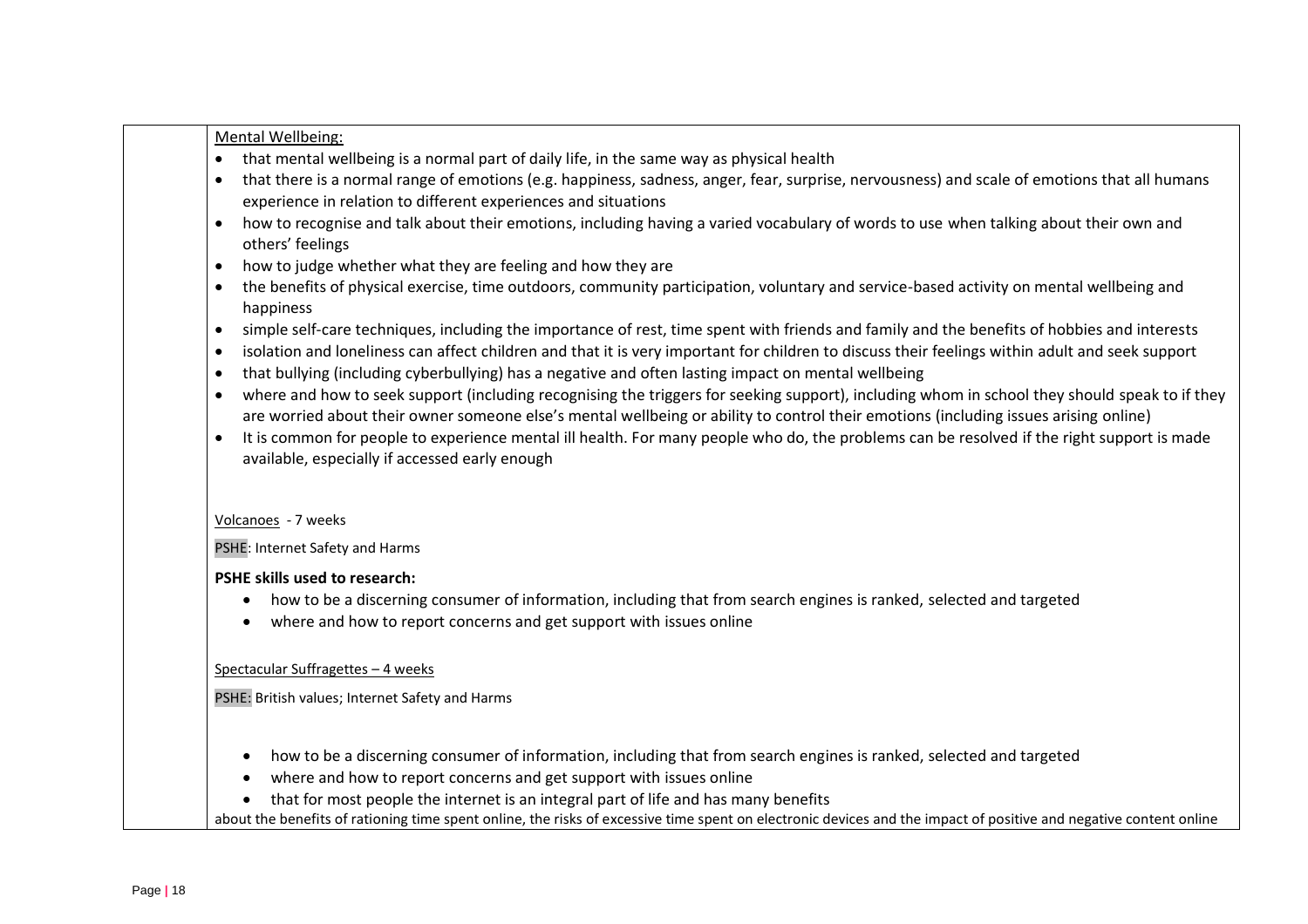Mental Wellbeing:

- that mental wellbeing is a normal part of daily life, in the same way as physical health
- that there is a normal range of emotions (e.g. happiness, sadness, anger, fear, surprise, nervousness) and scale of emotions that all humans experience in relation to different experiences and situations
- how to recognise and talk about their emotions, including having a varied vocabulary of words to use when talking about their own and others' feelings
- how to judge whether what they are feeling and how they are
- the benefits of physical exercise, time outdoors, community participation, voluntary and service-based activity on mental wellbeing and happiness
- simple self-care techniques, including the importance of rest, time spent with friends and family and the benefits of hobbies and interests
- isolation and loneliness can affect children and that it is very important for children to discuss their feelings within adult and seek support
- that bullying (including cyberbullying) has a negative and often lasting impact on mental wellbeing
- where and how to seek support (including recognising the triggers for seeking support), including whom in school they should speak to if they are worried about their owner someone else's mental wellbeing or ability to control their emotions (including issues arising online)
- It is common for people to experience mental ill health. For many people who do, the problems can be resolved if the right support is made available, especially if accessed early enough

Volcanoes - 7 weeks

PSHE: Internet Safety and Harms

**PSHE skills used to research:**

- how to be a discerning consumer of information, including that from search engines is ranked, selected and targeted
- where and how to report concerns and get support with issues online

Spectacular Suffragettes – 4 weeks

PSHE: British values; Internet Safety and Harms

- how to be a discerning consumer of information, including that from search engines is ranked, selected and targeted
- where and how to report concerns and get support with issues online
- that for most people the internet is an integral part of life and has many benefits

about the benefits of rationing time spent online, the risks of excessive time spent on electronic devices and the impact of positive and negative content online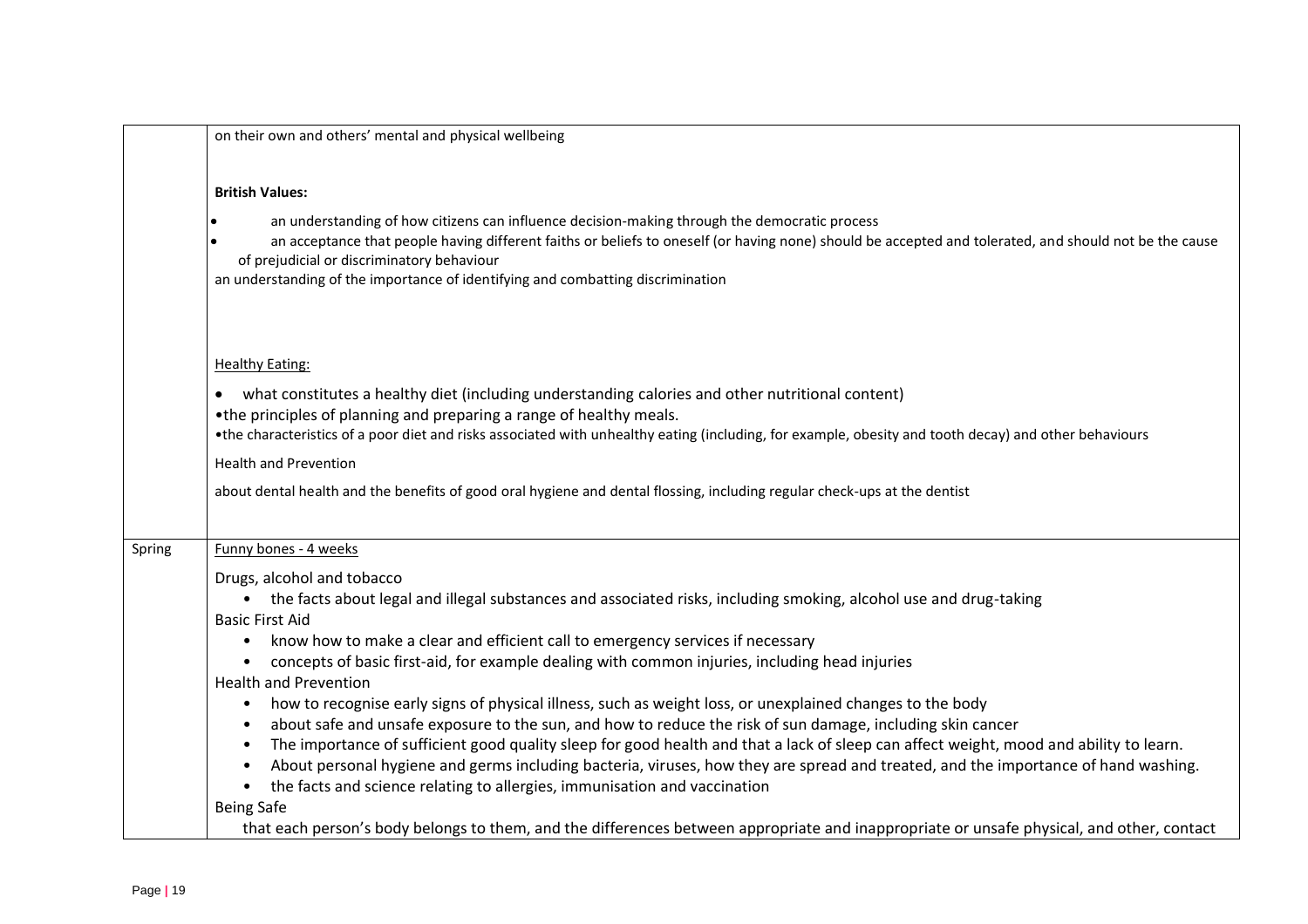| | |
|---|---|
| | on their own and others' mental and physical wellbeing<br><br>**British Values:**<br>• an understanding of how citizens can influence decision-making through the democratic process<br>• an acceptance that people having different faiths or beliefs to oneself (or having none) should be accepted and tolerated, and should not be the cause of prejudicial or discriminatory behaviour<br>an understanding of the importance of identifying and combatting discrimination<br><br>Healthy Eating:<br>• what constitutes a healthy diet (including understanding calories and other nutritional content)<br>•the principles of planning and preparing a range of healthy meals.<br>•the characteristics of a poor diet and risks associated with unhealthy eating (including, for example, obesity and tooth decay) and other behaviours<br>Health and Prevention<br>about dental health and the benefits of good oral hygiene and dental flossing, including regular check-ups at the dentist |
| Spring | Funny bones - 4 weeks<br><br>Drugs, alcohol and tobacco<br>• the facts about legal and illegal substances and associated risks, including smoking, alcohol use and drug-taking<br>Basic First Aid<br>• know how to make a clear and efficient call to emergency services if necessary<br>• concepts of basic first-aid, for example dealing with common injuries, including head injuries<br>Health and Prevention<br>• how to recognise early signs of physical illness, such as weight loss, or unexplained changes to the body<br>• about safe and unsafe exposure to the sun, and how to reduce the risk of sun damage, including skin cancer<br>• The importance of sufficient good quality sleep for good health and that a lack of sleep can affect weight, mood and ability to learn.<br>• About personal hygiene and germs including bacteria, viruses, how they are spread and treated, and the importance of hand washing.<br>• the facts and science relating to allergies, immunisation and vaccination<br>Being Safe<br>that each person's body belongs to them, and the differences between appropriate and inappropriate or unsafe physical, and other, contact |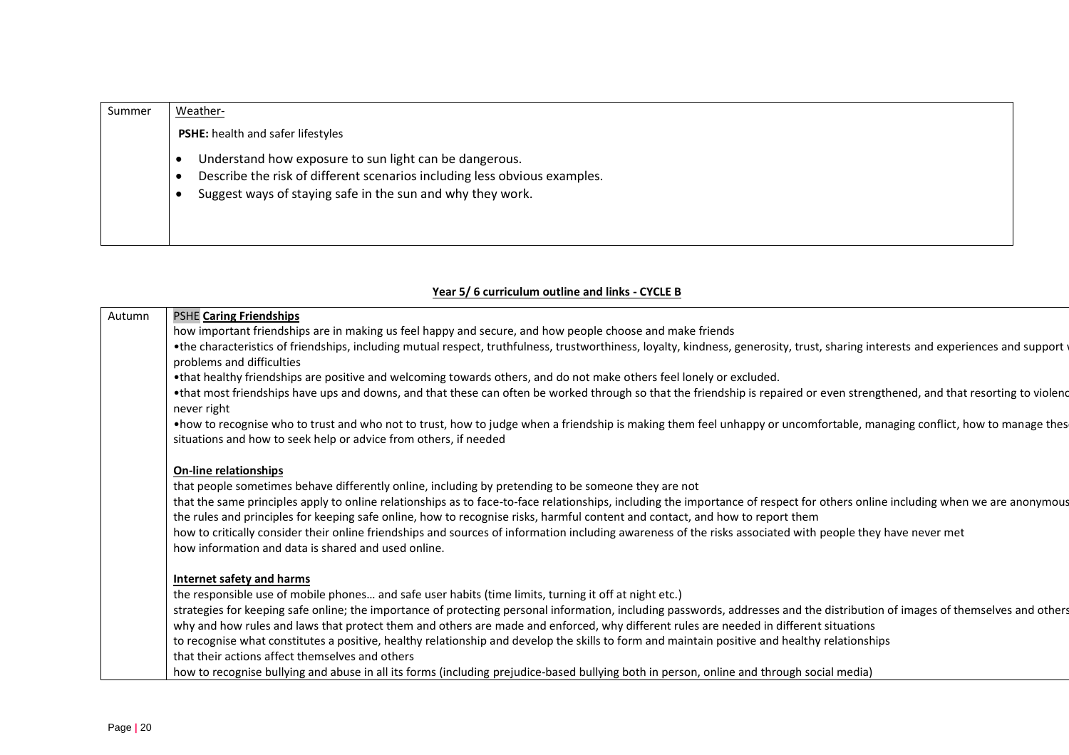| Summer | <u>Weather-</u><br><br>**PSHE:** health and safer lifestyles<br><br>• Understand how exposure to sun light can be dangerous.<br>• Describe the risk of different scenarios including less obvious examples.<br>• Suggest ways of staying safe in the sun and why they work. |
|---|---|

**<u>Year 5/ 6 curriculum outline and links - CYCLE B</u>**

| Autumn | PSHE **<u>Caring Friendships</u>**<br>how important friendships are in making us feel happy and secure, and how people choose and make friends<br>•the characteristics of friendships, including mutual respect, truthfulness, trustworthiness, loyalty, kindness, generosity, trust, sharing interests and experiences and support problems and difficulties<br>•that healthy friendships are positive and welcoming towards others, and do not make others feel lonely or excluded.<br>•that most friendships have ups and downs, and that these can often be worked through so that the friendship is repaired or even strengthened, and that resorting to violenc never right<br>•how to recognise who to trust and who not to trust, how to judge when a friendship is making them feel unhappy or uncomfortable, managing conflict, how to manage thes situations and how to seek help or advice from others, if needed<br><br>**<u>On-line relationships</u>**<br>that people sometimes behave differently online, including by pretending to be someone they are not<br>that the same principles apply to online relationships as to face-to-face relationships, including the importance of respect for others online including when we are anonymous<br>the rules and principles for keeping safe online, how to recognise risks, harmful content and contact, and how to report them<br>how to critically consider their online friendships and sources of information including awareness of the risks associated with people they have never met<br>how information and data is shared and used online.<br><br>**<u>Internet safety and harms</u>**<br>the responsible use of mobile phones… and safe user habits (time limits, turning it off at night etc.)<br>strategies for keeping safe online; the importance of protecting personal information, including passwords, addresses and the distribution of images of themselves and others<br>why and how rules and laws that protect them and others are made and enforced, why different rules are needed in different situations<br>to recognise what constitutes a positive, healthy relationship and develop the skills to form and maintain positive and healthy relationships<br>that their actions affect themselves and others<br>how to recognise bullying and abuse in all its forms (including prejudice-based bullying both in person, online and through social media) |
|---|---|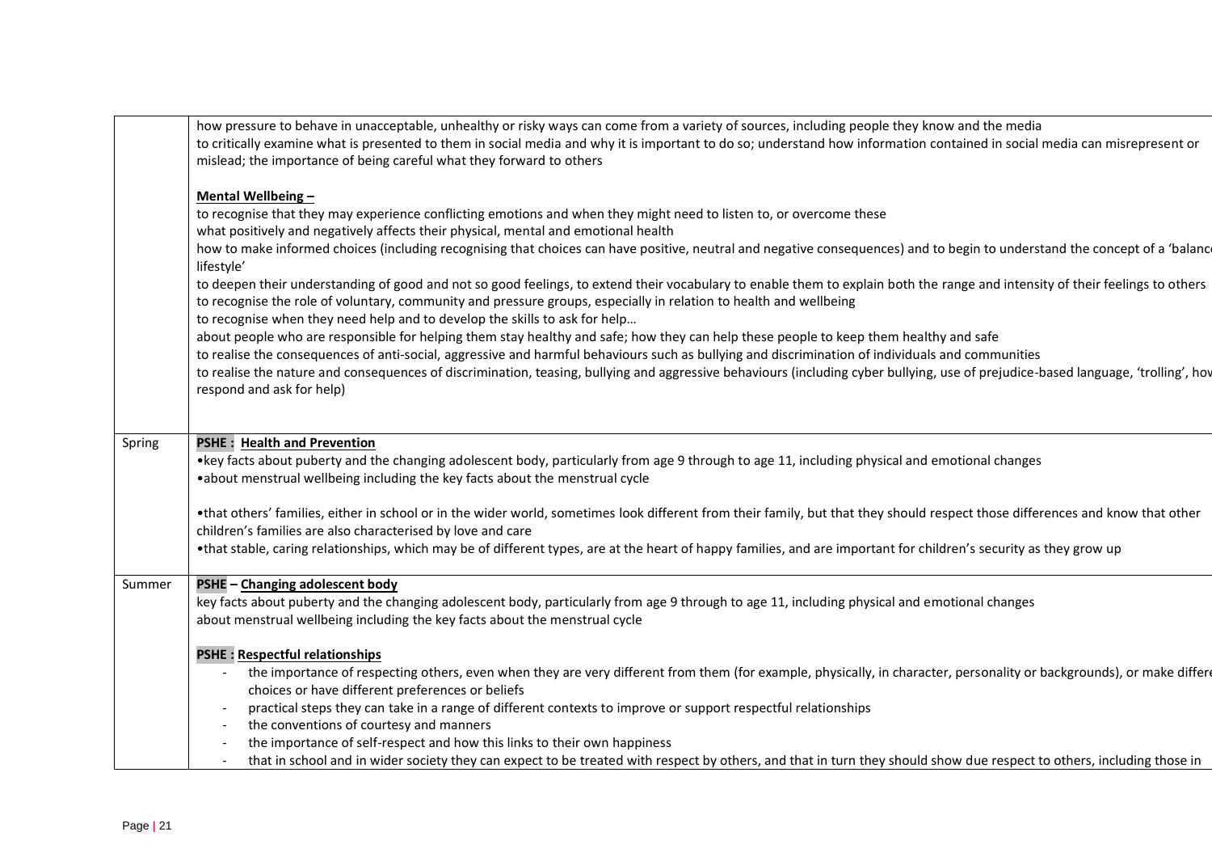| | |
|---|---|
| | how pressure to behave in unacceptable, unhealthy or risky ways can come from a variety of sources, including people they know and the media<br>to critically examine what is presented to them in social media and why it is important to do so; understand how information contained in social media can misrepresent or mislead; the importance of being careful what they forward to others<br><br>**Mental Wellbeing –**<br>to recognise that they may experience conflicting emotions and when they might need to listen to, or overcome these<br>what positively and negatively affects their physical, mental and emotional health<br>how to make informed choices (including recognising that choices can have positive, neutral and negative consequences) and to begin to understand the concept of a 'balanc lifestyle'<br>to deepen their understanding of good and not so good feelings, to extend their vocabulary to enable them to explain both the range and intensity of their feelings to others<br>to recognise the role of voluntary, community and pressure groups, especially in relation to health and wellbeing<br>to recognise when they need help and to develop the skills to ask for help…<br>about people who are responsible for helping them stay healthy and safe; how they can help these people to keep them healthy and safe<br>to realise the consequences of anti-social, aggressive and harmful behaviours such as bullying and discrimination of individuals and communities<br>to realise the nature and consequences of discrimination, teasing, bullying and aggressive behaviours (including cyber bullying, use of prejudice-based language, 'trolling', hov respond and ask for help) |
| Spring | **PSHE : Health and Prevention**<br>•key facts about puberty and the changing adolescent body, particularly from age 9 through to age 11, including physical and emotional changes<br>•about menstrual wellbeing including the key facts about the menstrual cycle<br><br>•that others' families, either in school or in the wider world, sometimes look different from their family, but that they should respect those differences and know that other children's families are also characterised by love and care<br>•that stable, caring relationships, which may be of different types, are at the heart of happy families, and are important for children's security as they grow up |
| Summer | **PSHE – Changing adolescent body**<br>key facts about puberty and the changing adolescent body, particularly from age 9 through to age 11, including physical and emotional changes<br>about menstrual wellbeing including the key facts about the menstrual cycle<br><br>**PSHE : Respectful relationships**<br>- the importance of respecting others, even when they are very different from them (for example, physically, in character, personality or backgrounds), or make differe choices or have different preferences or beliefs<br>- practical steps they can take in a range of different contexts to improve or support respectful relationships<br>- the conventions of courtesy and manners<br>- the importance of self-respect and how this links to their own happiness<br>- that in school and in wider society they can expect to be treated with respect by others, and that in turn they should show due respect to others, including those in |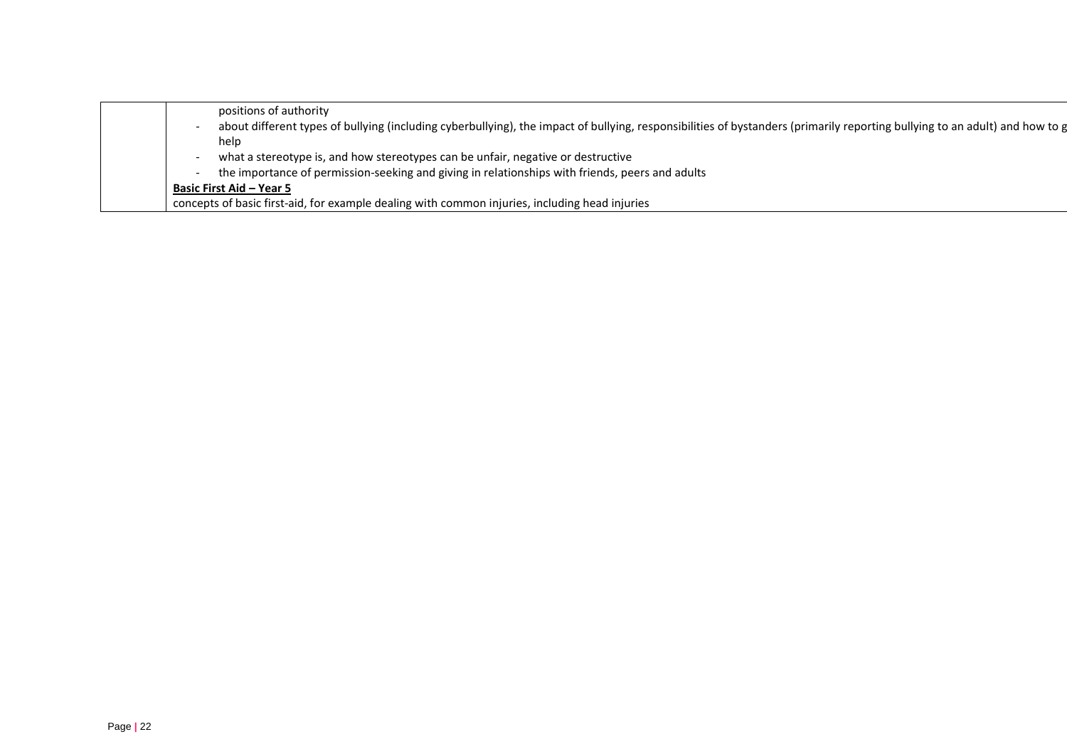| | |
|---|---|
| | positions of authority<br>- about different types of bullying (including cyberbullying), the impact of bullying, responsibilities of bystanders (primarily reporting bullying to an adult) and how to g help<br>- what a stereotype is, and how stereotypes can be unfair, negative or destructive<br>- the importance of permission-seeking and giving in relationships with friends, peers and adults<br>**Basic First Aid – Year 5**<br>concepts of basic first-aid, for example dealing with common injuries, including head injuries |